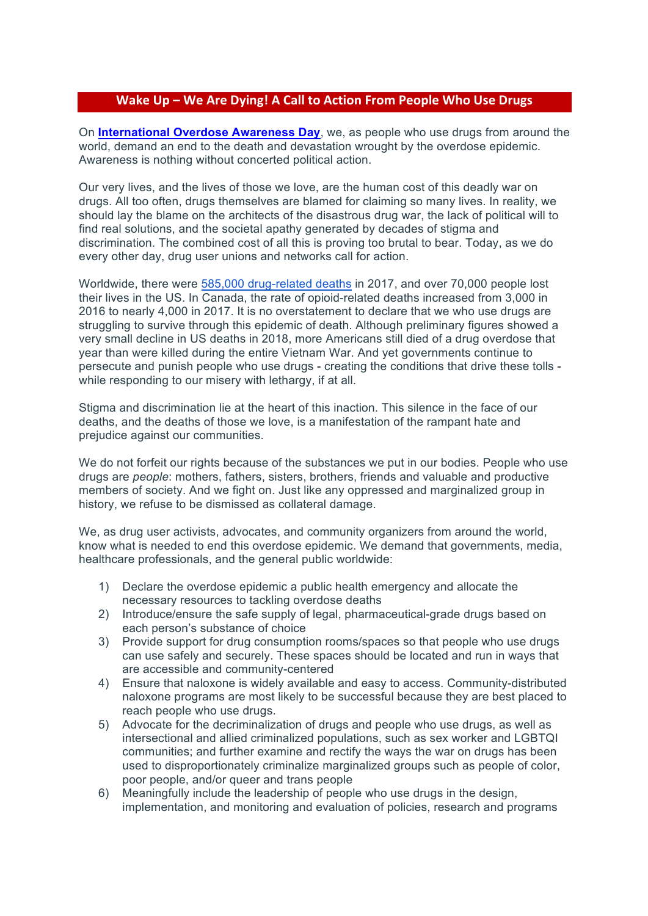# Wake Up – We Are Dying! A Call to Action From People Who Use Drugs

On **International Overdose Awareness Day**, we, as people who use drugs from around the world, demand an end to the death and devastation wrought by the overdose epidemic. Awareness is nothing without concerted political action.

Our very lives, and the lives of those we love, are the human cost of this deadly war on drugs. All too often, drugs themselves are blamed for claiming so many lives. In reality, we should lay the blame on the architects of the disastrous drug war, the lack of political will to find real solutions, and the societal apathy generated by decades of stigma and discrimination. The combined cost of all this is proving too brutal to bear. Today, as we do every other day, drug user unions and networks call for action.

Worldwide, there were 585,000 drug-related deaths in 2017, and over 70,000 people lost their lives in the US. In Canada, the rate of opioid-related deaths increased from 3,000 in 2016 to nearly 4,000 in 2017. It is no overstatement to declare that we who use drugs are struggling to survive through this epidemic of death. Although preliminary figures showed a very small decline in US deaths in 2018, more Americans still died of a drug overdose that year than were killed during the entire Vietnam War. And yet governments continue to persecute and punish people who use drugs - creating the conditions that drive these tolls - while responding to our misery with lethargy, if at all.

Stigma and discrimination lie at the heart of this inaction. This silence in the face of our deaths, and the deaths of those we love, is a manifestation of the rampant hate and prejudice against our communities.

We do not forfeit our rights because of the substances we put in our bodies. People who use drugs are *people*: mothers, fathers, sisters, brothers, friends and valuable and productive members of society. And we fight on. Just like any oppressed and marginalized group in history, we refuse to be dismissed as collateral damage.

We, as drug user activists, advocates, and community organizers from around the world, know what is needed to end this overdose epidemic. We demand that governments, media, healthcare professionals, and the general public worldwide:

1) Declare the overdose epidemic a public health emergency and allocate the necessary resources to tackling overdose deaths
2) Introduce/ensure the safe supply of legal, pharmaceutical-grade drugs based on each person's substance of choice
3) Provide support for drug consumption rooms/spaces so that people who use drugs can use safely and securely. These spaces should be located and run in ways that are accessible and community-centered
4) Ensure that naloxone is widely available and easy to access. Community-distributed naloxone programs are most likely to be successful because they are best placed to reach people who use drugs.
5) Advocate for the decriminalization of drugs and people who use drugs, as well as intersectional and allied criminalized populations, such as sex worker and LGBTQI communities; and further examine and rectify the ways the war on drugs has been used to disproportionately criminalize marginalized groups such as people of color, poor people, and/or queer and trans people
6) Meaningfully include the leadership of people who use drugs in the design, implementation, and monitoring and evaluation of policies, research and programs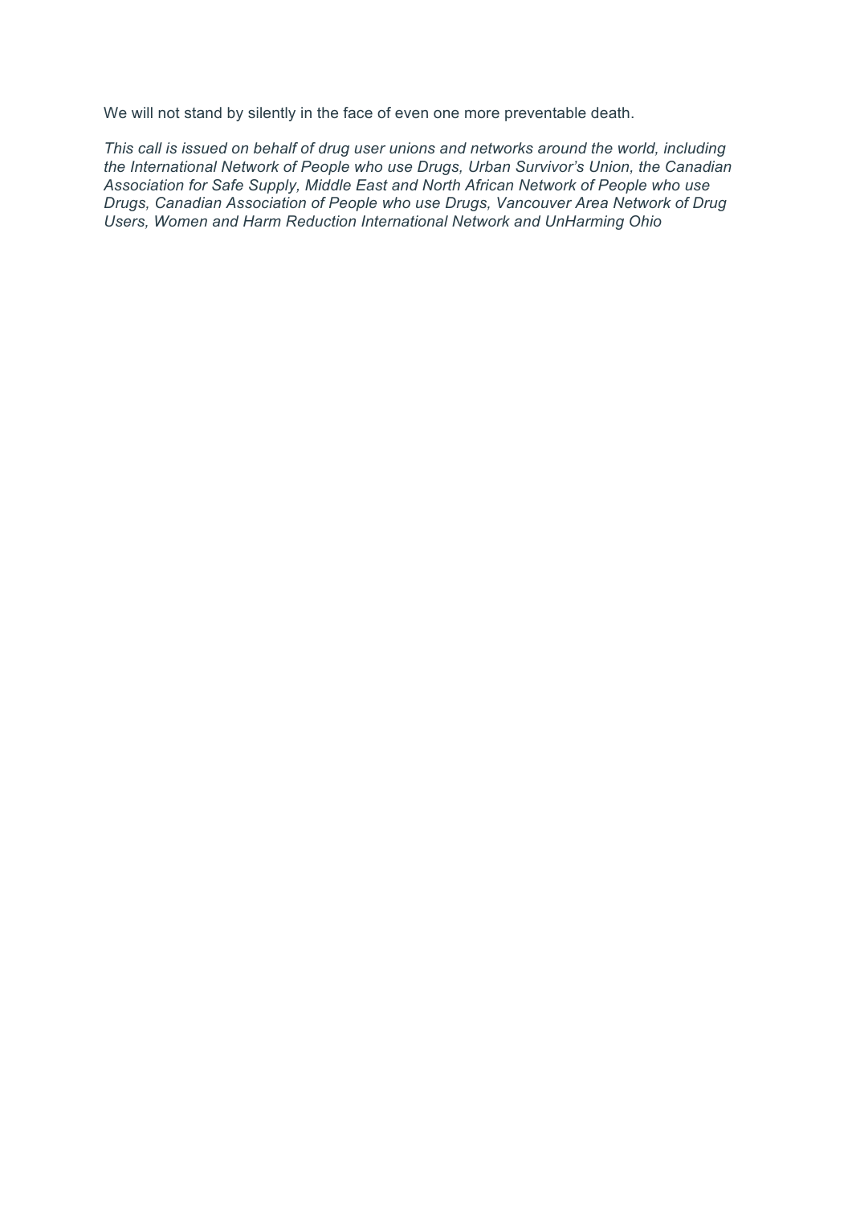We will not stand by silently in the face of even one more preventable death.

*This call is issued on behalf of drug user unions and networks around the world, including the International Network of People who use Drugs, Urban Survivor's Union, the Canadian Association for Safe Supply, Middle East and North African Network of People who use Drugs, Canadian Association of People who use Drugs, Vancouver Area Network of Drug Users, Women and Harm Reduction International Network and UnHarming Ohio*